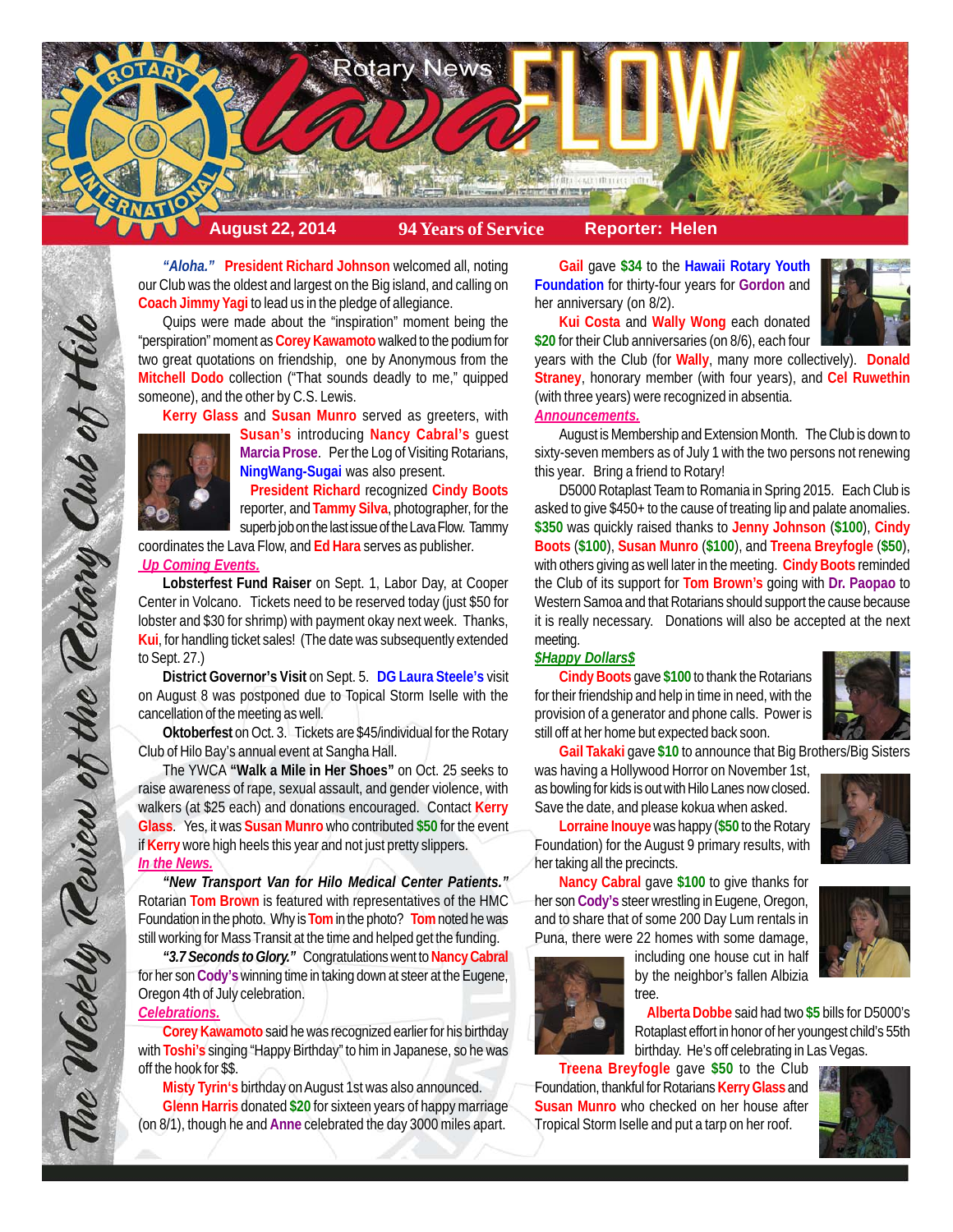# Rotary News Lava FLOW

**August 22, 2014** | **94 Years of Service** | **Reporter: Helen**

*The Weekly Review of the Rotary Club of Hilo*

***"Aloha."*** **President Richard Johnson** welcomed all, noting our Club was the oldest and largest on the Big island, and calling on **Coach Jimmy Yagi** to lead us in the pledge of allegiance.

Quips were made about the "inspiration" moment being the "perspiration" moment as **Corey Kawamoto** walked to the podium for two great quotations on friendship, one by Anonymous from the **Mitchell Dodo** collection ("That sounds deadly to me," quipped someone), and the other by C.S. Lewis.

**Kerry Glass** and **Susan Munro** served as greeters, with **Susan's** introducing **Nancy Cabral's** guest **Marcia Prose**. Per the Log of Visiting Rotarians, **NingWang-Sugai** was also present.

**President Richard** recognized **Cindy Boots** reporter, and **Tammy Silva**, photographer, for the superb job on the last issue of the Lava Flow. Tammy coordinates the Lava Flow, and **Ed Hara** serves as publisher.

## *Up Coming Events.*

**Lobsterfest Fund Raiser** on Sept. 1, Labor Day, at Cooper Center in Volcano. Tickets need to be reserved today (just $50 for lobster and $30 for shrimp) with payment okay next week. Thanks, **Kui**, for handling ticket sales! (The date was subsequently extended to Sept. 27.)

**District Governor's Visit** on Sept. 5. **DG Laura Steele's** visit on August 8 was postponed due to Topical Storm Iselle with the cancellation of the meeting as well.

**Oktoberfest** on Oct. 3. Tickets are $45/individual for the Rotary Club of Hilo Bay's annual event at Sangha Hall.

The YWCA **"Walk a Mile in Her Shoes"** on Oct. 25 seeks to raise awareness of rape, sexual assault, and gender violence, with walkers (at $25 each) and donations encouraged. Contact **Kerry Glass**. Yes, it was **Susan Munro** who contributed **$50** for the event if **Kerry** wore high heels this year and not just pretty slippers.

## *In the News.*

***"New Transport Van for Hilo Medical Center Patients."*** Rotarian **Tom Brown** is featured with representatives of the HMC Foundation in the photo. Why is **Tom** in the photo? **Tom** noted he was still working for Mass Transit at the time and helped get the funding.

***"3.7 Seconds to Glory."*** Congratulations went to **Nancy Cabral** for her son **Cody's** winning time in taking down at steer at the Eugene, Oregon 4th of July celebration.

## *Celebrations.*

**Corey Kawamoto** said he was recognized earlier for his birthday with **Toshi's** singing "Happy Birthday" to him in Japanese, so he was off the hook for $$.

**Misty Tyrin's** birthday on August 1st was also announced.

**Glenn Harris** donated **$20** for sixteen years of happy marriage (on 8/1), though he and **Anne** celebrated the day 3000 miles apart.

**Gail** gave **$34** to the **Hawaii Rotary Youth Foundation** for thirty-four years for **Gordon** and her anniversary (on 8/2).

**Kui Costa** and **Wally Wong** each donated **$20** for their Club anniversaries (on 8/6), each four years with the Club (for **Wally**, many more collectively). **Donald Straney**, honorary member (with four years), and **Cel Ruwethin** (with three years) were recognized in absentia.

## *Announcements.*

August is Membership and Extension Month. The Club is down to sixty-seven members as of July 1 with the two persons not renewing this year. Bring a friend to Rotary!

D5000 Rotaplast Team to Romania in Spring 2015. Each Club is asked to give $450+ to the cause of treating lip and palate anomalies. **$350** was quickly raised thanks to **Jenny Johnson** (**$100**), **Cindy Boots** (**$100**), **Susan Munro** (**$100**), and **Treena Breyfogle** (**$50**), with others giving as well later in the meeting. **Cindy Boots** reminded the Club of its support for **Tom Brown's** going with **Dr. Paopao** to Western Samoa and that Rotarians should support the cause because it is really necessary. Donations will also be accepted at the next meeting.

## *$Happy Dollars$*

**Cindy Boots** gave **$100** to thank the Rotarians for their friendship and help in time in need, with the provision of a generator and phone calls. Power is still off at her home but expected back soon.

**Gail Takaki** gave **$10** to announce that Big Brothers/Big Sisters was having a Hollywood Horror on November 1st, as bowling for kids is out with Hilo Lanes now closed. Save the date, and please kokua when asked.

**Lorraine Inouye** was happy (**$50** to the Rotary Foundation) for the August 9 primary results, with her taking all the precincts.

**Nancy Cabral** gave **$100** to give thanks for her son **Cody's** steer wrestling in Eugene, Oregon, and to share that of some 200 Day Lum rentals in Puna, there were 22 homes with some damage, including one house cut in half by the neighbor's fallen Albizia tree.

**Alberta Dobbe** said had two **$5** bills for D5000's Rotaplast effort in honor of her youngest child's 55th birthday. He's off celebrating in Las Vegas.

**Treena Breyfogle** gave **$50** to the Club Foundation, thankful for Rotarians **Kerry Glass** and **Susan Munro** who checked on her house after Tropical Storm Iselle and put a tarp on her roof.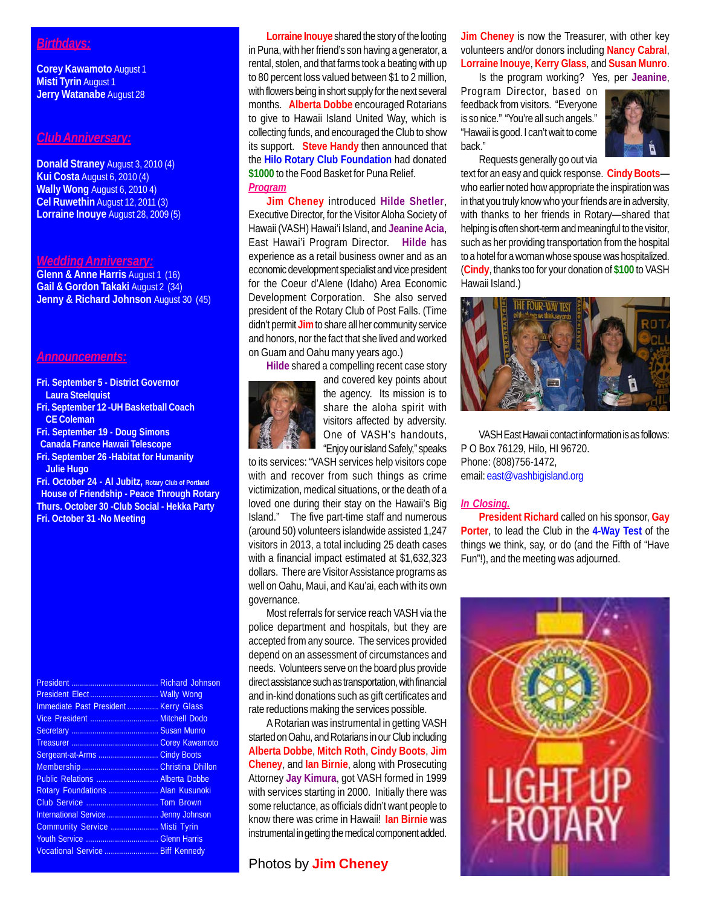## *Birthdays:*

**Corey Kawamoto** August 1
**Misti Tyrin** August 1
**Jerry Watanabe** August 28

## *Club Anniversary:*

**Donald Straney** August 3, 2010 (4)
**Kui Costa** August 6, 2010 (4)
**Wally Wong** August 6, 2010 4)
**Cel Ruwethin** August 12, 2011 (3)
**Lorraine Inouye** August 28, 2009 (5)

## *Wedding Anniversary:*

**Glenn & Anne Harris** August 1 (16)
**Gail & Gordon Takaki** August 2 (34)
**Jenny & Richard Johnson** August 30 (45)

## *Announcements:*

**Fri. September 5 - District Governor Laura Steelquist**
**Fri. September 12 -UH Basketball Coach CE Coleman**
**Fri. September 19 - Doug Simons Canada France Hawaii Telescope**
**Fri. September 26 -Habitat for Humanity Julie Hugo**
**Fri. October 24 - Al Jubitz,** Rotary Club of Portland **House of Friendship - Peace Through Rotary**
**Thurs. October 30 -Club Social - Hekka Party**
**Fri. October 31 -No Meeting**

| | |
|---|---|
| President | Richard Johnson |
| President Elect | Wally Wong |
| Immediate Past President | Kerry Glass |
| Vice President | Mitchell Dodo |
| Secretary | Susan Munro |
| Treasurer | Corey Kawamoto |
| Sergeant-at-Arms | Cindy Boots |
| Membership | Christina Dhillon |
| Public Relations | Alberta Dobbe |
| Rotary Foundations | Alan Kusunoki |
| Club Service | Tom Brown |
| International Service | Jenny Johnson |
| Community Service | Misti Tyrin |
| Youth Service | Glenn Harris |
| Vocational Service | Biff Kennedy |

**Lorraine Inouye** shared the story of the looting in Puna, with her friend's son having a generator, a rental, stolen, and that farms took a beating with up to 80 percent loss valued between $1 to 2 million, with flowers being in short supply for the next several months. **Alberta Dobbe** encouraged Rotarians to give to Hawaii Island United Way, which is collecting funds, and encouraged the Club to show its support. **Steve Handy** then announced that the **Hilo Rotary Club Foundation** had donated **$1000** to the Food Basket for Puna Relief.

## *Program*

**Jim Cheney** introduced **Hilde Shetler**, Executive Director, for the Visitor Aloha Society of Hawaii (VASH) Hawai'i Island, and **Jeanine Acia**, East Hawai'i Program Director. **Hilde** has experience as a retail business owner and as an economic development specialist and vice president for the Coeur d'Alene (Idaho) Area Economic Development Corporation. She also served president of the Rotary Club of Post Falls. (Time didn't permit **Jim** to share all her community service and honors, nor the fact that she lived and worked on Guam and Oahu many years ago.)

**Hilde** shared a compelling recent case story and covered key points about the agency. Its mission is to share the aloha spirit with visitors affected by adversity. One of VASH's handouts, "Enjoy our island Safely," speaks to its services: "VASH services help visitors cope with and recover from such things as crime victimization, medical situations, or the death of a loved one during their stay on the Hawaii's Big Island." The five part-time staff and numerous (around 50) volunteers islandwide assisted 1,247 visitors in 2013, a total including 25 death cases with a financial impact estimated at $1,632,323 dollars. There are Visitor Assistance programs as well on Oahu, Maui, and Kau'ai, each with its own governance.

Most referrals for service reach VASH via the police department and hospitals, but they are accepted from any source. The services provided depend on an assessment of circumstances and needs. Volunteers serve on the board plus provide direct assistance such as transportation, with financial and in-kind donations such as gift certificates and rate reductions making the services possible.

A Rotarian was instrumental in getting VASH started on Oahu, and Rotarians in our Club including **Alberta Dobbe**, **Mitch Roth**, **Cindy Boots**, **Jim Cheney**, and **Ian Birnie**, along with Prosecuting Attorney **Jay Kimura**, got VASH formed in 1999 with services starting in 2000. Initially there was some reluctance, as officials didn't want people to know there was crime in Hawaii! **Ian Birnie** was instrumental in getting the medical component added.

Photos by **Jim Cheney**

**Jim Cheney** is now the Treasurer, with other key volunteers and/or donors including **Nancy Cabral**, **Lorraine Inouye**, **Kerry Glass**, and **Susan Munro**.

Is the program working? Yes, per **Jeanine**, Program Director, based on feedback from visitors. "Everyone is so nice." "You're all such angels." "Hawaii is good. I can't wait to come back."

Requests generally go out via text for an easy and quick response. **Cindy Boots**—who earlier noted how appropriate the inspiration was in that you truly know who your friends are in adversity, with thanks to her friends in Rotary—shared that helping is often short-term and meaningful to the visitor, such as her providing transportation from the hospital to a hotel for a woman whose spouse was hospitalized. (**Cindy**, thanks too for your donation of **$100** to VASH Hawaii Island.)

VASH East Hawaii contact information is as follows:
P O Box 76129, Hilo, HI 96720.
Phone: (808)756-1472,
email: east@vashbigisland.org

## *In Closing.*

**President Richard** called on his sponsor, **Gay Porter**, to lead the Club in the **4-Way Test** of the things we think, say, or do (and the Fifth of "Have Fun"!), and the meeting was adjourned.